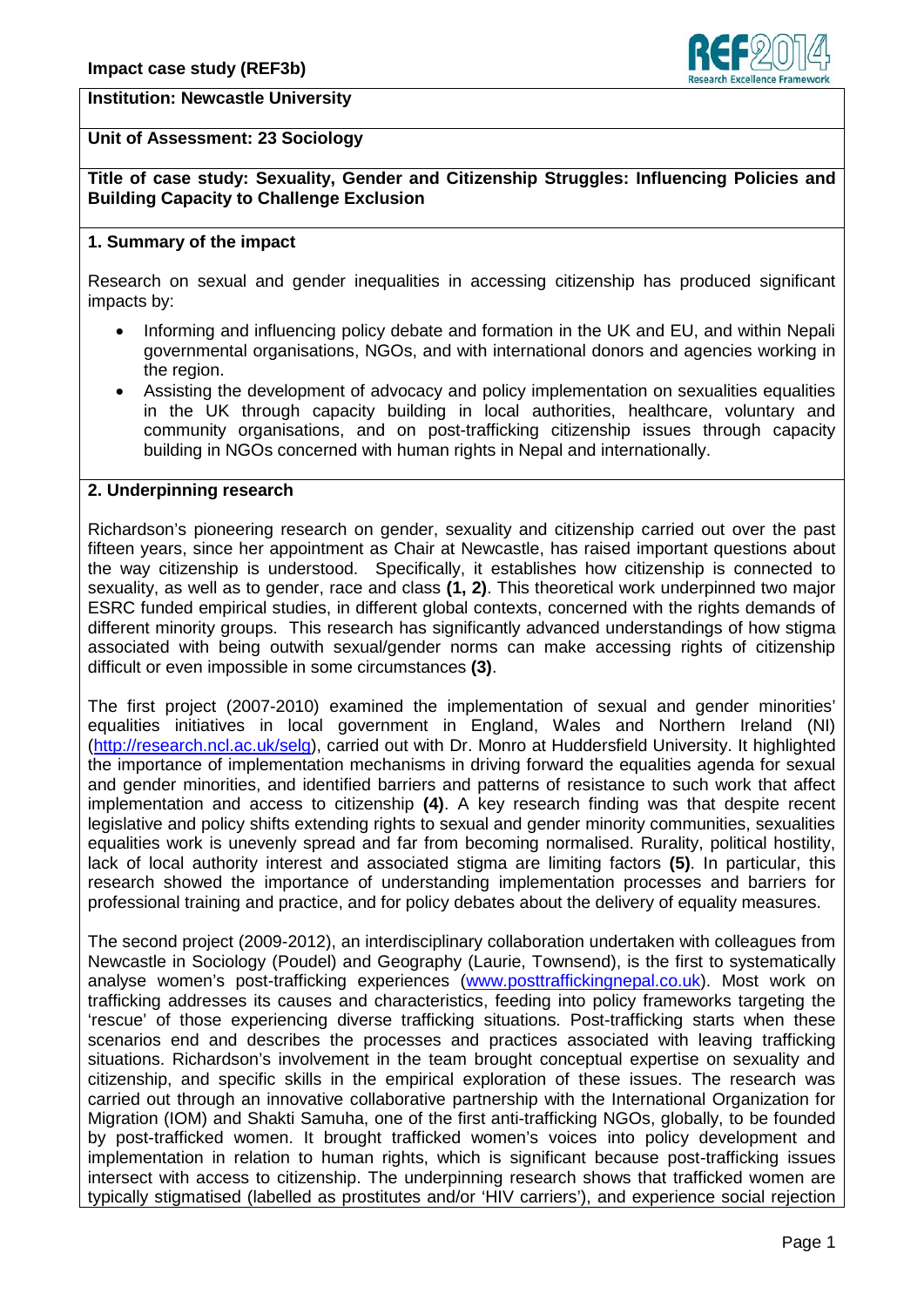**Impact case study (REF3b)**

**Institution: Newcastle University**

**Unit of Assessment: 23 Sociology**

**Title of case study: Sexuality, Gender and Citizenship Struggles: Influencing Policies and Building Capacity to Challenge Exclusion**

## 1. Summary of the impact

Research on sexual and gender inequalities in accessing citizenship has produced significant impacts by:

- Informing and influencing policy debate and formation in the UK and EU, and within Nepali governmental organisations, NGOs, and with international donors and agencies working in the region.
- Assisting the development of advocacy and policy implementation on sexualities equalities in the UK through capacity building in local authorities, healthcare, voluntary and community organisations, and on post-trafficking citizenship issues through capacity building in NGOs concerned with human rights in Nepal and internationally.

## 2. Underpinning research

Richardson's pioneering research on gender, sexuality and citizenship carried out over the past fifteen years, since her appointment as Chair at Newcastle, has raised important questions about the way citizenship is understood. Specifically, it establishes how citizenship is connected to sexuality, as well as to gender, race and class **(1, 2)**. This theoretical work underpinned two major ESRC funded empirical studies, in different global contexts, concerned with the rights demands of different minority groups. This research has significantly advanced understandings of how stigma associated with being outwith sexual/gender norms can make accessing rights of citizenship difficult or even impossible in some circumstances **(3)**.

The first project (2007-2010) examined the implementation of sexual and gender minorities' equalities initiatives in local government in England, Wales and Northern Ireland (NI) (http://research.ncl.ac.uk/selg), carried out with Dr. Monro at Huddersfield University. It highlighted the importance of implementation mechanisms in driving forward the equalities agenda for sexual and gender minorities, and identified barriers and patterns of resistance to such work that affect implementation and access to citizenship **(4)**. A key research finding was that despite recent legislative and policy shifts extending rights to sexual and gender minority communities, sexualities equalities work is unevenly spread and far from becoming normalised. Rurality, political hostility, lack of local authority interest and associated stigma are limiting factors **(5)**. In particular, this research showed the importance of understanding implementation processes and barriers for professional training and practice, and for policy debates about the delivery of equality measures.

The second project (2009-2012), an interdisciplinary collaboration undertaken with colleagues from Newcastle in Sociology (Poudel) and Geography (Laurie, Townsend), is the first to systematically analyse women's post-trafficking experiences (www.posttraffickingnepal.co.uk). Most work on trafficking addresses its causes and characteristics, feeding into policy frameworks targeting the 'rescue' of those experiencing diverse trafficking situations. Post-trafficking starts when these scenarios end and describes the processes and practices associated with leaving trafficking situations. Richardson's involvement in the team brought conceptual expertise on sexuality and citizenship, and specific skills in the empirical exploration of these issues. The research was carried out through an innovative collaborative partnership with the International Organization for Migration (IOM) and Shakti Samuha, one of the first anti-trafficking NGOs, globally, to be founded by post-trafficked women. It brought trafficked women's voices into policy development and implementation in relation to human rights, which is significant because post-trafficking issues intersect with access to citizenship. The underpinning research shows that trafficked women are typically stigmatised (labelled as prostitutes and/or 'HIV carriers'), and experience social rejection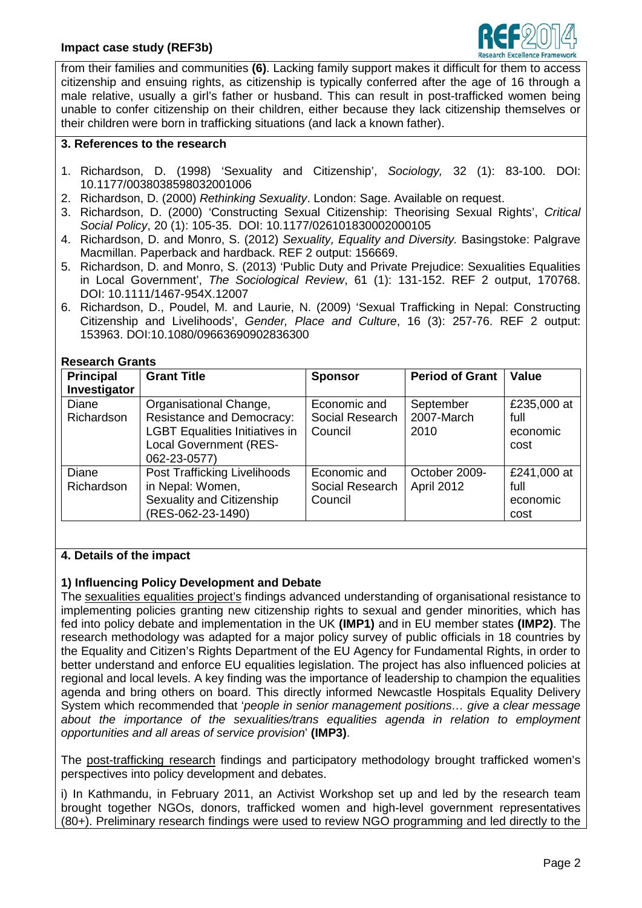from their families and communities **(6)**. Lacking family support makes it difficult for them to access citizenship and ensuing rights, as citizenship is typically conferred after the age of 16 through a male relative, usually a girl's father or husband. This can result in post-trafficked women being unable to confer citizenship on their children, either because they lack citizenship themselves or their children were born in trafficking situations (and lack a known father).

## 3. References to the research

1. Richardson, D. (1998) 'Sexuality and Citizenship', *Sociology,* 32 (1): 83-100. DOI: 10.1177/0038038598032001006
2. Richardson, D. (2000) *Rethinking Sexuality*. London: Sage. Available on request.
3. Richardson, D. (2000) 'Constructing Sexual Citizenship: Theorising Sexual Rights', *Critical Social Policy*, 20 (1): 105-35. DOI: 10.1177/026101830002000105
4. Richardson, D. and Monro, S. (2012) *Sexuality, Equality and Diversity.* Basingstoke: Palgrave Macmillan. Paperback and hardback. REF 2 output: 156669.
5. Richardson, D. and Monro, S. (2013) 'Public Duty and Private Prejudice: Sexualities Equalities in Local Government', *The Sociological Review*, 61 (1): 131-152. REF 2 output, 170768. DOI: 10.1111/1467-954X.12007
6. Richardson, D., Poudel, M. and Laurie, N. (2009) 'Sexual Trafficking in Nepal: Constructing Citizenship and Livelihoods', *Gender, Place and Culture*, 16 (3): 257-76. REF 2 output: 153963. DOI:10.1080/09663690902836300

**Research Grants**

| Principal Investigator | Grant Title | Sponsor | Period of Grant | Value |
|---|---|---|---|---|
| Diane Richardson | Organisational Change, Resistance and Democracy: LGBT Equalities Initiatives in Local Government (RES-062-23-0577) | Economic and Social Research Council | September 2007-March 2010 | £235,000 at full economic cost |
| Diane Richardson | Post Trafficking Livelihoods in Nepal: Women, Sexuality and Citizenship (RES-062-23-1490) | Economic and Social Research Council | October 2009-April 2012 | £241,000 at full economic cost |

## 4. Details of the impact

### 1) Influencing Policy Development and Debate

The sexualities equalities project's findings advanced understanding of organisational resistance to implementing policies granting new citizenship rights to sexual and gender minorities, which has fed into policy debate and implementation in the UK **(IMP1)** and in EU member states **(IMP2)**. The research methodology was adapted for a major policy survey of public officials in 18 countries by the Equality and Citizen's Rights Department of the EU Agency for Fundamental Rights, in order to better understand and enforce EU equalities legislation. The project has also influenced policies at regional and local levels. A key finding was the importance of leadership to champion the equalities agenda and bring others on board. This directly informed Newcastle Hospitals Equality Delivery System which recommended that '*people in senior management positions… give a clear message about the importance of the sexualities/trans equalities agenda in relation to employment opportunities and all areas of service provision*' **(IMP3)**.

The post-trafficking research findings and participatory methodology brought trafficked women's perspectives into policy development and debates.

i) In Kathmandu, in February 2011, an Activist Workshop set up and led by the research team brought together NGOs, donors, trafficked women and high-level government representatives (80+). Preliminary research findings were used to review NGO programming and led directly to the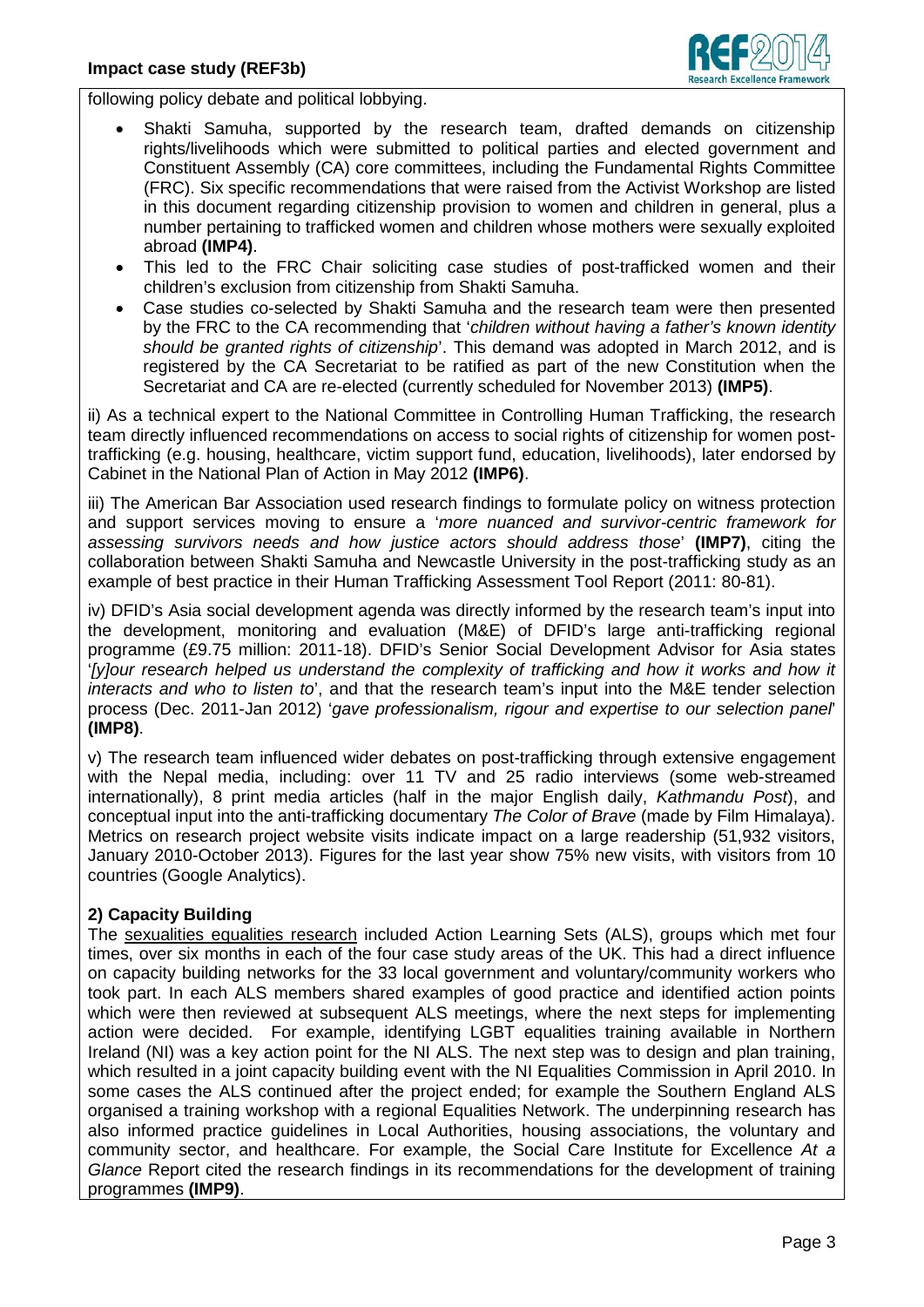following policy debate and political lobbying.

- Shakti Samuha, supported by the research team, drafted demands on citizenship rights/livelihoods which were submitted to political parties and elected government and Constituent Assembly (CA) core committees, including the Fundamental Rights Committee (FRC). Six specific recommendations that were raised from the Activist Workshop are listed in this document regarding citizenship provision to women and children in general, plus a number pertaining to trafficked women and children whose mothers were sexually exploited abroad **(IMP4)**.
- This led to the FRC Chair soliciting case studies of post-trafficked women and their children's exclusion from citizenship from Shakti Samuha.
- Case studies co-selected by Shakti Samuha and the research team were then presented by the FRC to the CA recommending that '*children without having a father's known identity should be granted rights of citizenship*'. This demand was adopted in March 2012, and is registered by the CA Secretariat to be ratified as part of the new Constitution when the Secretariat and CA are re-elected (currently scheduled for November 2013) **(IMP5)**.

ii) As a technical expert to the National Committee in Controlling Human Trafficking, the research team directly influenced recommendations on access to social rights of citizenship for women post-trafficking (e.g. housing, healthcare, victim support fund, education, livelihoods), later endorsed by Cabinet in the National Plan of Action in May 2012 **(IMP6)**.

iii) The American Bar Association used research findings to formulate policy on witness protection and support services moving to ensure a '*more nuanced and survivor-centric framework for assessing survivors needs and how justice actors should address those*' **(IMP7)**, citing the collaboration between Shakti Samuha and Newcastle University in the post-trafficking study as an example of best practice in their Human Trafficking Assessment Tool Report (2011: 80-81).

iv) DFID's Asia social development agenda was directly informed by the research team's input into the development, monitoring and evaluation (M&E) of DFID's large anti-trafficking regional programme (£9.75 million: 2011-18). DFID's Senior Social Development Advisor for Asia states '*[y]our research helped us understand the complexity of trafficking and how it works and how it interacts and who to listen to*', and that the research team's input into the M&E tender selection process (Dec. 2011-Jan 2012) '*gave professionalism, rigour and expertise to our selection panel*' **(IMP8)**.

v) The research team influenced wider debates on post-trafficking through extensive engagement with the Nepal media, including: over 11 TV and 25 radio interviews (some web-streamed internationally), 8 print media articles (half in the major English daily, *Kathmandu Post*), and conceptual input into the anti-trafficking documentary *The Color of Brave* (made by Film Himalaya). Metrics on research project website visits indicate impact on a large readership (51,932 visitors, January 2010-October 2013). Figures for the last year show 75% new visits, with visitors from 10 countries (Google Analytics).

**2) Capacity Building**

The sexualities equalities research included Action Learning Sets (ALS), groups which met four times, over six months in each of the four case study areas of the UK. This had a direct influence on capacity building networks for the 33 local government and voluntary/community workers who took part. In each ALS members shared examples of good practice and identified action points which were then reviewed at subsequent ALS meetings, where the next steps for implementing action were decided. For example, identifying LGBT equalities training available in Northern Ireland (NI) was a key action point for the NI ALS. The next step was to design and plan training, which resulted in a joint capacity building event with the NI Equalities Commission in April 2010. In some cases the ALS continued after the project ended; for example the Southern England ALS organised a training workshop with a regional Equalities Network. The underpinning research has also informed practice guidelines in Local Authorities, housing associations, the voluntary and community sector, and healthcare. For example, the Social Care Institute for Excellence *At a Glance* Report cited the research findings in its recommendations for the development of training programmes **(IMP9)**.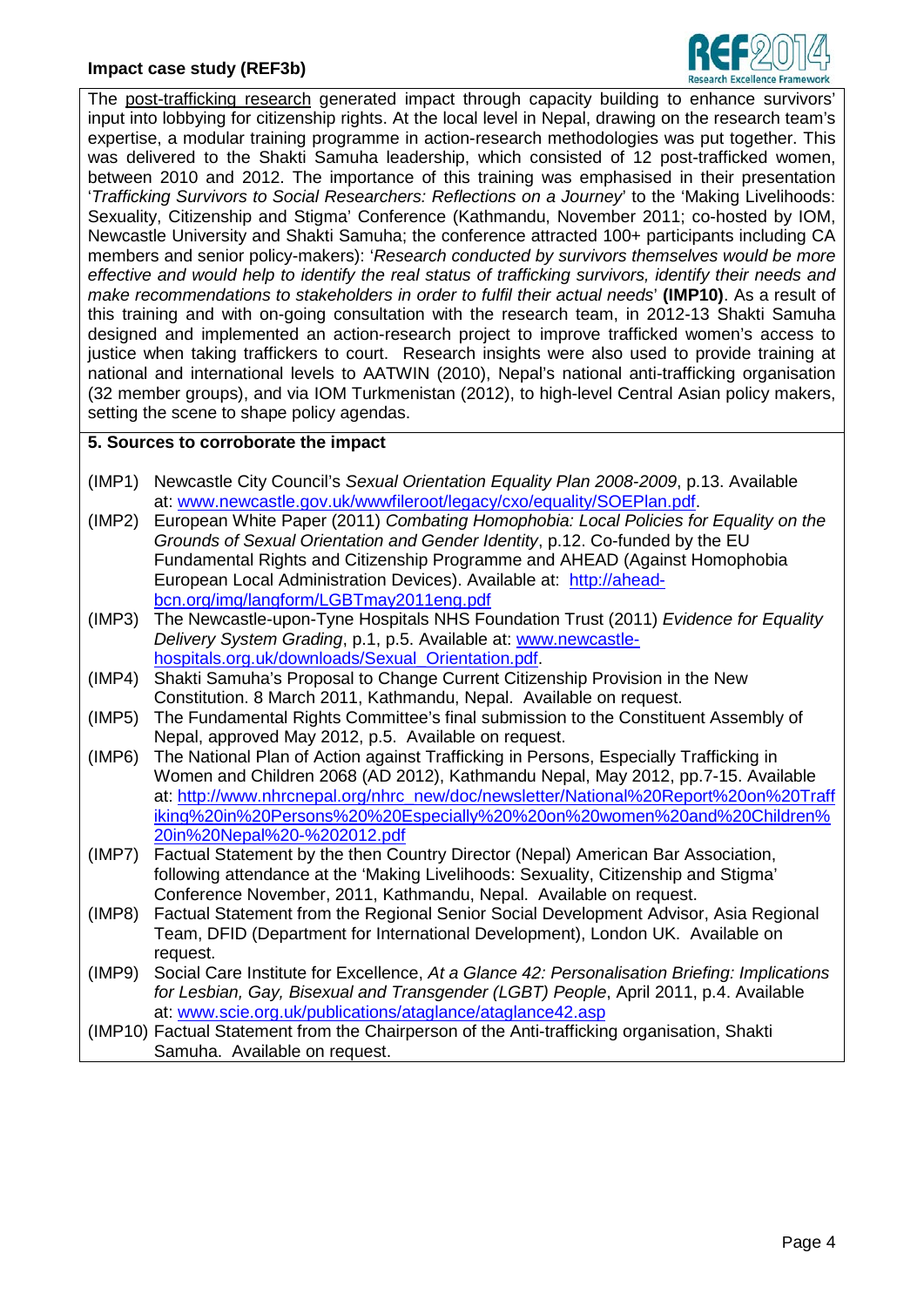The post-trafficking research generated impact through capacity building to enhance survivors' input into lobbying for citizenship rights. At the local level in Nepal, drawing on the research team's expertise, a modular training programme in action-research methodologies was put together. This was delivered to the Shakti Samuha leadership, which consisted of 12 post-trafficked women, between 2010 and 2012. The importance of this training was emphasised in their presentation '*Trafficking Survivors to Social Researchers: Reflections on a Journey*' to the 'Making Livelihoods: Sexuality, Citizenship and Stigma' Conference (Kathmandu, November 2011; co-hosted by IOM, Newcastle University and Shakti Samuha; the conference attracted 100+ participants including CA members and senior policy-makers): '*Research conducted by survivors themselves would be more effective and would help to identify the real status of trafficking survivors, identify their needs and make recommendations to stakeholders in order to fulfil their actual needs*' **(IMP10)**. As a result of this training and with on-going consultation with the research team, in 2012-13 Shakti Samuha designed and implemented an action-research project to improve trafficked women's access to justice when taking traffickers to court. Research insights were also used to provide training at national and international levels to AATWIN (2010), Nepal's national anti-trafficking organisation (32 member groups), and via IOM Turkmenistan (2012), to high-level Central Asian policy makers, setting the scene to shape policy agendas.

## 5. Sources to corroborate the impact

- (IMP1) Newcastle City Council's *Sexual Orientation Equality Plan 2008-2009*, p.13. Available at: www.newcastle.gov.uk/wwwfileroot/legacy/cxo/equality/SOEPlan.pdf.
- (IMP2) European White Paper (2011) *Combating Homophobia: Local Policies for Equality on the Grounds of Sexual Orientation and Gender Identity*, p.12. Co-funded by the EU Fundamental Rights and Citizenship Programme and AHEAD (Against Homophobia European Local Administration Devices). Available at: http://ahead-bcn.org/img/langform/LGBTmay2011eng.pdf
- (IMP3) The Newcastle-upon-Tyne Hospitals NHS Foundation Trust (2011) *Evidence for Equality Delivery System Grading*, p.1, p.5. Available at: www.newcastle-hospitals.org.uk/downloads/Sexual_Orientation.pdf.
- (IMP4) Shakti Samuha's Proposal to Change Current Citizenship Provision in the New Constitution. 8 March 2011, Kathmandu, Nepal. Available on request.
- (IMP5) The Fundamental Rights Committee's final submission to the Constituent Assembly of Nepal, approved May 2012, p.5. Available on request.
- (IMP6) The National Plan of Action against Trafficking in Persons, Especially Trafficking in Women and Children 2068 (AD 2012), Kathmandu Nepal, May 2012, pp.7-15. Available at: http://www.nhrcnepal.org/nhrc_new/doc/newsletter/National%20Report%20on%20Trafficking%20in%20Persons%20%20Especially%20%20on%20women%20and%20Children%20in%20Nepal%20-%202012.pdf
- (IMP7) Factual Statement by the then Country Director (Nepal) American Bar Association, following attendance at the 'Making Livelihoods: Sexuality, Citizenship and Stigma' Conference November, 2011, Kathmandu, Nepal. Available on request.
- (IMP8) Factual Statement from the Regional Senior Social Development Advisor, Asia Regional Team, DFID (Department for International Development), London UK. Available on request.
- (IMP9) Social Care Institute for Excellence, *At a Glance 42: Personalisation Briefing: Implications for Lesbian, Gay, Bisexual and Transgender (LGBT) People*, April 2011, p.4. Available at: www.scie.org.uk/publications/ataglance/ataglance42.asp
- (IMP10) Factual Statement from the Chairperson of the Anti-trafficking organisation, Shakti Samuha. Available on request.